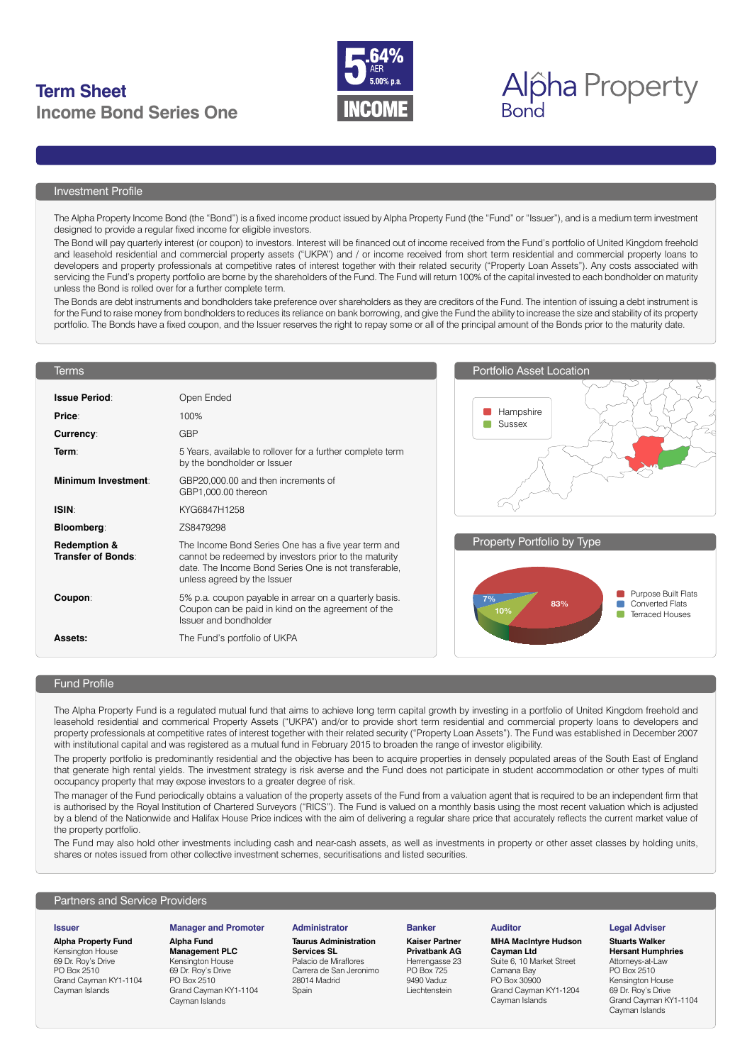# Term Sheet

## Income Bond Series One

5.64% AER
5.00% p.a.
INCOME

Alpha Property Bond

### Investment Profile

The Alpha Property Income Bond (the "Bond") is a fixed income product issued by Alpha Property Fund (the "Fund" or "Issuer"), and is a medium term investment designed to provide a regular fixed income for eligible investors.

The Bond will pay quarterly interest (or coupon) to investors. Interest will be financed out of income received from the Fund's portfolio of United Kingdom freehold and leasehold residential and commercial property assets ("UKPA") and / or income received from short term residential and commercial property loans to developers and property professionals at competitive rates of interest together with their related security ("Property Loan Assets"). Any costs associated with servicing the Fund's property portfolio are borne by the shareholders of the Fund. The Fund will return 100% of the capital invested to each bondholder on maturity unless the Bond is rolled over for a further complete term.

The Bonds are debt instruments and bondholders take preference over shareholders as they are creditors of the Fund. The intention of issuing a debt instrument is for the Fund to raise money from bondholders to reduces its reliance on bank borrowing, and give the Fund the ability to increase the size and stability of its property portfolio. The Bonds have a fixed coupon, and the Issuer reserves the right to repay some or all of the principal amount of the Bonds prior to the maturity date.

### Terms

| | |
|---|---|
| **Issue Period**: | Open Ended |
| **Price**: | 100% |
| **Currency**: | GBP |
| **Term**: | 5 Years, available to rollover for a further complete term by the bondholder or Issuer |
| **Minimum Investment**: | GBP20,000.00 and then increments of GBP1,000.00 thereon |
| **ISIN**: | KYG6847H1258 |
| **Bloomberg**: | ZS8479298 |
| **Redemption & Transfer of Bonds**: | The Income Bond Series One has a five year term and cannot be redeemed by investors prior to the maturity date. The Income Bond Series One is not transferable, unless agreed by the Issuer |
| **Coupon**: | 5% p.a. coupon payable in arrear on a quarterly basis. Coupon can be paid in kind on the agreement of the Issuer and bondholder |
| **Assets:** | The Fund's portfolio of UKPA |

### Portfolio Asset Location

- Hampshire
- Sussex

### Property Portfolio by Type

- Purpose Built Flats: 83%
- Converted Flats: 7%
- Terraced Houses: 10%

### Fund Profile

The Alpha Property Fund is a regulated mutual fund that aims to achieve long term capital growth by investing in a portfolio of United Kingdom freehold and leasehold residential and commercial Property Assets ("UKPA") and/or to provide short term residential and commercial property loans to developers and property professionals at competitive rates of interest together with their related security ("Property Loan Assets"). The Fund was established in December 2007 with institutional capital and was registered as a mutual fund in February 2015 to broaden the range of investor eligibility.

The property portfolio is predominantly residential and the objective has been to acquire properties in densely populated areas of the South East of England that generate high rental yields. The investment strategy is risk averse and the Fund does not participate in student accommodation or other types of multi occupancy property that may expose investors to a greater degree of risk.

The manager of the Fund periodically obtains a valuation of the property assets of the Fund from a valuation agent that is required to be an independent firm that is authorised by the Royal Institution of Chartered Surveyors ("RICS"). The Fund is valued on a monthly basis using the most recent valuation which is adjusted by a blend of the Nationwide and Halifax House Price indices with the aim of delivering a regular share price that accurately reflects the current market value of the property portfolio.

The Fund may also hold other investments including cash and near-cash assets, as well as investments in property or other asset classes by holding units, shares or notes issued from other collective investment schemes, securitisations and listed securities.

### Partners and Service Providers

**Issuer**
**Alpha Property Fund**
Kensington House
69 Dr. Roy's Drive
PO Box 2510
Grand Cayman KY1-1104
Cayman Islands

**Manager and Promoter**
**Alpha Fund Management PLC**
Kensington House
69 Dr. Roy's Drive
PO Box 2510
Grand Cayman KY1-1104
Cayman Islands

**Administrator**
**Taurus Administration Services SL**
Palacio de Miraflores
Carrera de San Jeronimo
28014 Madrid
Spain

**Banker**
**Kaiser Partner Privatbank AG**
Herrengasse 23
PO Box 725
9490 Vaduz
Liechtenstein

**Auditor**
**MHA MacIntyre Hudson Cayman Ltd**
Suite 6, 10 Market Street
Camana Bay
PO Box 30900
Grand Cayman KY1-1204
Cayman Islands

**Legal Adviser**
**Stuarts Walker Hersant Humphries**
Attorneys-at-Law
PO Box 2510
Kensington House
69 Dr. Roy's Drive
Grand Cayman KY1-1104
Cayman Islands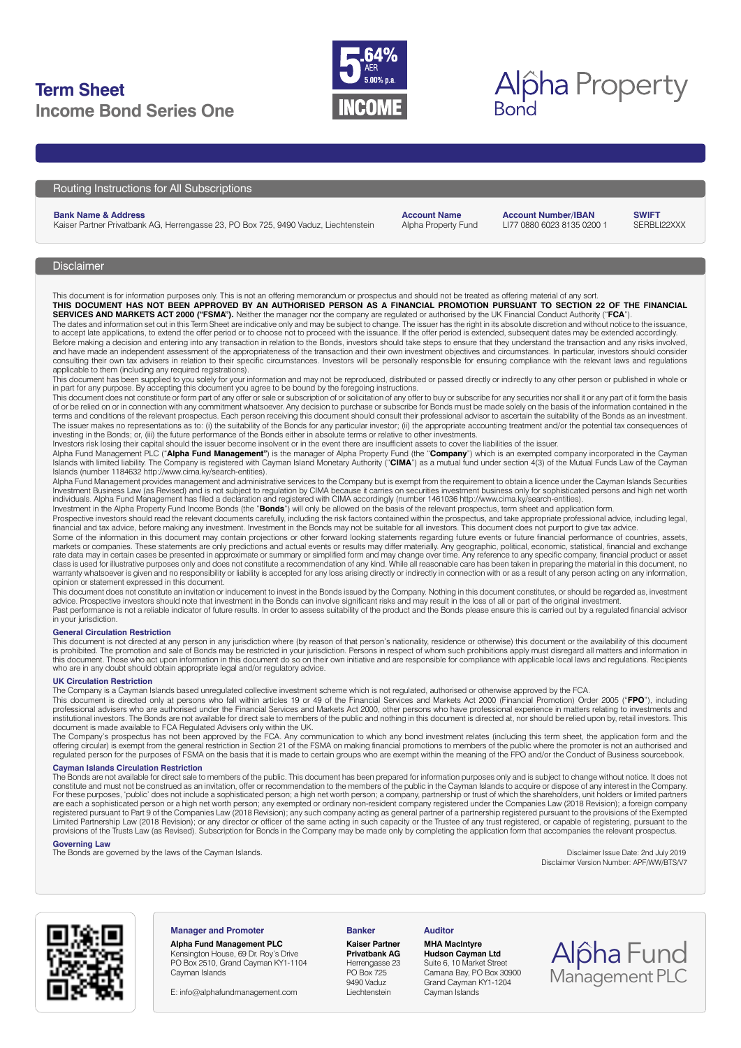# Term Sheet
## Income Bond Series One

5.64% AER 5.00% p.a. INCOME

Alpha Property Bond

## Routing Instructions for All Subscriptions

| Bank Name & Address | Account Name | Account Number/IBAN | SWIFT |
|---|---|---|---|
| Kaiser Partner Privatbank AG, Herrengasse 23, PO Box 725, 9490 Vaduz, Liechtenstein | Alpha Property Fund | LI77 0880 6023 8135 0200 1 | SERBLI22XXX |

## Disclaimer

This document is for information purposes only. This is not an offering memorandum or prospectus and should not be treated as offering material of any sort.

**THIS DOCUMENT HAS NOT BEEN APPROVED BY AN AUTHORISED PERSON AS A FINANCIAL PROMOTION PURSUANT TO SECTION 22 OF THE FINANCIAL SERVICES AND MARKETS ACT 2000 ("FSMA").** Neither the manager nor the company are regulated or authorised by the UK Financial Conduct Authority ("**FCA**").

The dates and information set out in this Term Sheet are indicative only and may be subject to change. The issuer has the right in its absolute discretion and without notice to the issuance, to accept late applications, to extend the offer period or to choose not to proceed with the issuance. If the offer period is extended, subsequent dates may be extended accordingly.

Before making a decision and entering into any transaction in relation to the Bonds, investors should take steps to ensure that they understand the transaction and any risks involved, and have made an independent assessment of the appropriateness of the transaction and their own investment objectives and circumstances. In particular, investors should consider consulting their own tax advisers in relation to their specific circumstances. Investors will be personally responsible for ensuring compliance with the relevant laws and regulations applicable to them (including any required registrations).

This document has been supplied to you solely for your information and may not be reproduced, distributed or passed directly or indirectly to any other person or published in whole or in part for any purpose. By accepting this document you agree to be bound by the foregoing instructions.

This document does not constitute or form part of any offer or sale or subscription of or solicitation of any offer to buy or subscribe for any securities nor shall it or any part of it form the basis of or be relied on or in connection with any commitment whatsoever. Any decision to purchase or subscribe for Bonds must be made solely on the basis of the information contained in the terms and conditions of the relevant prospectus. Each person receiving this document should consult their professional advisor to ascertain the suitability of the Bonds as an investment.

The issuer makes no representations as to: (i) the suitability of the Bonds for any particular investor; (ii) the appropriate accounting treatment and/or the potential tax consequences of investing in the Bonds; or, (iii) the future performance of the Bonds either in absolute terms or relative to other investments.

Investors risk losing their capital should the issuer become insolvent or in the event there are insufficient assets to cover the liabilities of the issuer.

Alpha Fund Management PLC ("**Alpha Fund Management"**) is the manager of Alpha Property Fund (the "**Company**") which is an exempted company incorporated in the Cayman Islands with limited liability. The Company is registered with Cayman Island Monetary Authority ("**CIMA**") as a mutual fund under section 4(3) of the Mutual Funds Law of the Cayman Islands (number 1184632 http://www.cima.ky/search-entities).

Alpha Fund Management provides management and administrative services to the Company but is exempt from the requirement to obtain a licence under the Cayman Islands Securities Investment Business Law (as Revised) and is not subject to regulation by CIMA because it carries on securities investment business only for sophisticated persons and high net worth individuals. Alpha Fund Management has filed a declaration and registered with CIMA accordingly (number 1461036 http://www.cima.ky/search-entities).

Investment in the Alpha Property Fund Income Bonds (the "**Bonds**") will only be allowed on the basis of the relevant prospectus, term sheet and application form.

Prospective investors should read the relevant documents carefully, including the risk factors contained within the prospectus, and take appropriate professional advice, including legal, financial and tax advice, before making any investment. Investment in the Bonds may not be suitable for all investors. This document does not purport to give tax advice.

Some of the information in this document may contain projections or other forward looking statements regarding future events or future financial performance of countries, assets, markets or companies. These statements are only predictions and actual events or results may differ materially. Any geographic, political, economic, statistical, financial and exchange rate data may in certain cases be presented in approximate or simplified form and may change over time. Any reference to any specific company, financial product or asset class is used for illustrative purposes only and does not constitute a recommendation of any kind. While all reasonable care has been taken in preparing the material in this document, no warranty whatsoever is given and no responsibility or liability is accepted for any loss arising directly or indirectly in connection with or as a result of any person acting on any information, opinion or statement expressed in this document.

This document does not constitute an invitation or inducement to invest in the Bonds issued by the Company. Nothing in this document constitutes, or should be regarded as, investment advice. Prospective investors should note that investment in the Bonds can involve significant risks and may result in the loss of all or part of the original investment.

Past performance is not a reliable indicator of future results. In order to assess suitability of the product and the Bonds please ensure this is carried out by a regulated financial advisor in your jurisdiction.

### General Circulation Restriction

This document is not directed at any person in any jurisdiction where (by reason of that person's nationality, residence or otherwise) this document or the availability of this document is prohibited. The promotion and sale of Bonds may be restricted in your jurisdiction. Persons in respect of whom such prohibitions apply must disregard all matters and information in this document. Those who act upon information in this document do so on their own initiative and are responsible for compliance with applicable local laws and regulations. Recipients who are in any doubt should obtain appropriate legal and/or regulatory advice.

### UK Circulation Restriction

The Company is a Cayman Islands based unregulated collective investment scheme which is not regulated, authorised or otherwise approved by the FCA.

This document is directed only at persons who fall within articles 19 or 49 of the Financial Services and Markets Act 2000 (Financial Promotion) Order 2005 ("**FPO**"), including professional advisers who are authorised under the Financial Services and Markets Act 2000, other persons who have professional experience in matters relating to investments and institutional investors. The Bonds are not available for direct sale to members of the public and nothing in this document is directed at, nor should be relied upon by, retail investors. This document is made available to FCA Regulated Advisers only within the UK.

The Company's prospectus has not been approved by the FCA. Any communication to which any bond investment relates (including this term sheet, the application form and the offering circular) is exempt from the general restriction in Section 21 of the FSMA on making financial promotions to members of the public where the promoter is not an authorised and regulated person for the purposes of FSMA on the basis that it is made to certain groups who are exempt within the meaning of the FPO and/or the Conduct of Business sourcebook.

### Cayman Islands Circulation Restriction

The Bonds are not available for direct sale to members of the public. This document has been prepared for information purposes only and is subject to change without notice. It does not constitute and must not be construed as an invitation, offer or recommendation to the members of the public in the Cayman Islands to acquire or dispose of any interest in the Company. For these purposes, 'public' does not include a sophisticated person; a high net worth person; a company, partnership or trust of which the shareholders, unit holders or limited partners are each a sophisticated person or a high net worth person; any exempted or ordinary non-resident company registered under the Companies Law (2018 Revision); a foreign company registered pursuant to Part 9 of the Companies Law (2018 Revision); any such company acting as general partner of a partnership registered pursuant to the provisions of the Exempted Limited Partnership Law (2018 Revision); or any director or officer of the same acting in such capacity or the Trustee of any trust registered, or capable of registering, pursuant to the provisions of the Trusts Law (as Revised). Subscription for Bonds in the Company may be made only by completing the application form that accompanies the relevant prospectus.

### Governing Law

The Bonds are governed by the laws of the Cayman Islands.

Disclaimer Issue Date: 2nd July 2019
Disclaimer Version Number: APF/WW/BTS/V7

**Manager and Promoter**
**Alpha Fund Management PLC**
Kensington House, 69 Dr. Roy's Drive
PO Box 2510, Grand Cayman KY1-1104
Cayman Islands

E: info@alphafundmanagement.com

**Banker**
**Kaiser Partner Privatbank AG**
Herrengasse 23
PO Box 725
9490 Vaduz
Liechtenstein

**Auditor**
**MHA MacIntyre Hudson Cayman Ltd**
Suite 6, 10 Market Street
Camana Bay, PO Box 30900
Grand Cayman KY1-1204
Cayman Islands

Alpha Fund Management PLC